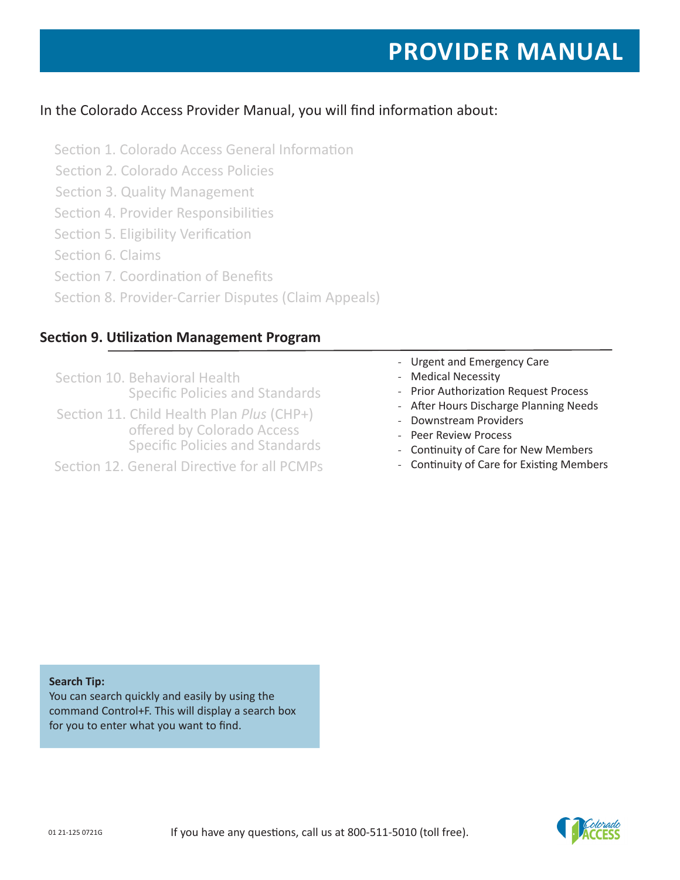# PROVIDER MANUAL

In the Colorado Access Provider Manual, you will find information about:

- Section 1. Colorado Access General Information
- Section 2. Colorado Access Policies
- Section 3. Quality Management
- Section 4. Provider Responsibilities
- Section 5. Eligibility Verification
- Section 6. Claims
- Section 7. Coordination of Benefits
- Section 8. Provider-Carrier Disputes (Claim Appeals)

## Section 9. Utilization Management Program

- Urgent and Emergency Care
- Medical Necessity
- Prior Authorization Request Process
- After Hours Discharge Planning Needs
- Downstream Providers
- Peer Review Process
- Continuity of Care for New Members
- Continuity of Care for Existing Members

- Section 10. Behavioral Health Specific Policies and Standards
- Section 11. Child Health Plan *Plus* (CHP+) offered by Colorado Access Specific Policies and Standards
- Section 12. General Directive for all PCMPs

**Search Tip:**
You can search quickly and easily by using the command Control+F. This will display a search box for you to enter what you want to find.

01 21-125 0721G

If you have any questions, call us at 800-511-5010 (toll free).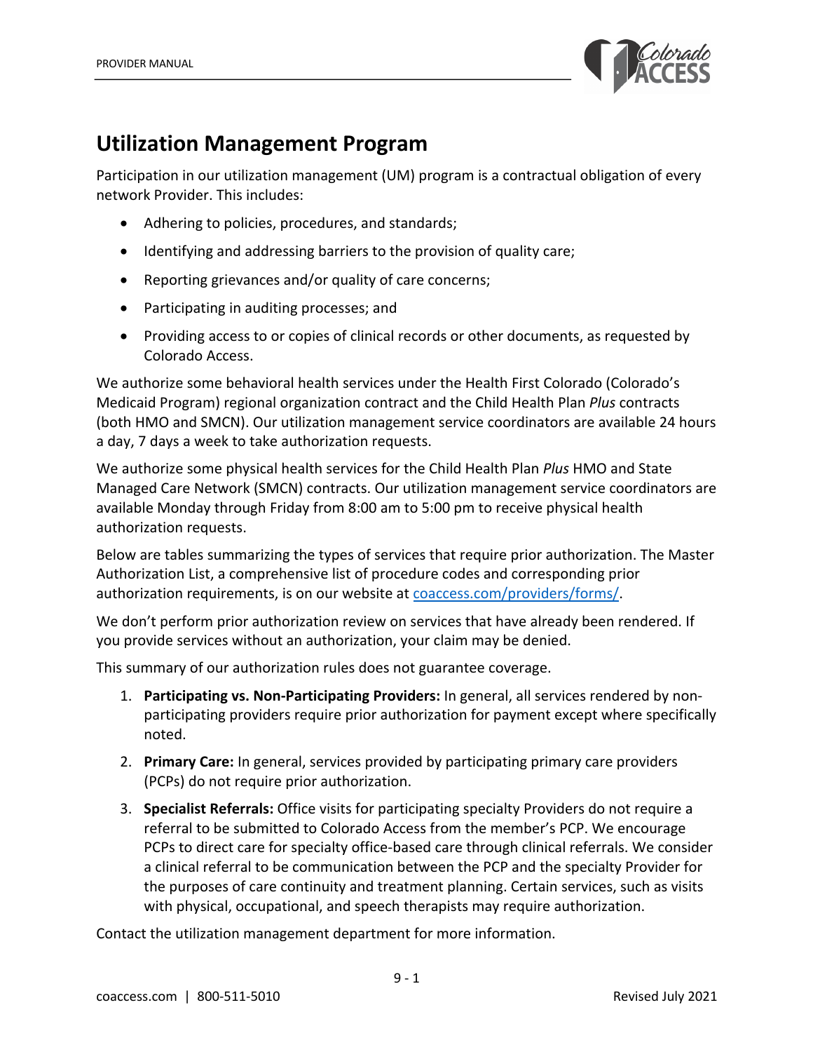# Utilization Management Program

Participation in our utilization management (UM) program is a contractual obligation of every network Provider. This includes:

- Adhering to policies, procedures, and standards;
- Identifying and addressing barriers to the provision of quality care;
- Reporting grievances and/or quality of care concerns;
- Participating in auditing processes; and
- Providing access to or copies of clinical records or other documents, as requested by Colorado Access.

We authorize some behavioral health services under the Health First Colorado (Colorado's Medicaid Program) regional organization contract and the Child Health Plan *Plus* contracts (both HMO and SMCN). Our utilization management service coordinators are available 24 hours a day, 7 days a week to take authorization requests.

We authorize some physical health services for the Child Health Plan *Plus* HMO and State Managed Care Network (SMCN) contracts. Our utilization management service coordinators are available Monday through Friday from 8:00 am to 5:00 pm to receive physical health authorization requests.

Below are tables summarizing the types of services that require prior authorization. The Master Authorization List, a comprehensive list of procedure codes and corresponding prior authorization requirements, is on our website at [coaccess.com/providers/forms/](coaccess.com/providers/forms/).

We don't perform prior authorization review on services that have already been rendered. If you provide services without an authorization, your claim may be denied.

This summary of our authorization rules does not guarantee coverage.

1. **Participating vs. Non-Participating Providers:** In general, all services rendered by non-participating providers require prior authorization for payment except where specifically noted.
2. **Primary Care:** In general, services provided by participating primary care providers (PCPs) do not require prior authorization.
3. **Specialist Referrals:** Office visits for participating specialty Providers do not require a referral to be submitted to Colorado Access from the member's PCP. We encourage PCPs to direct care for specialty office-based care through clinical referrals. We consider a clinical referral to be communication between the PCP and the specialty Provider for the purposes of care continuity and treatment planning. Certain services, such as visits with physical, occupational, and speech therapists may require authorization.

Contact the utilization management department for more information.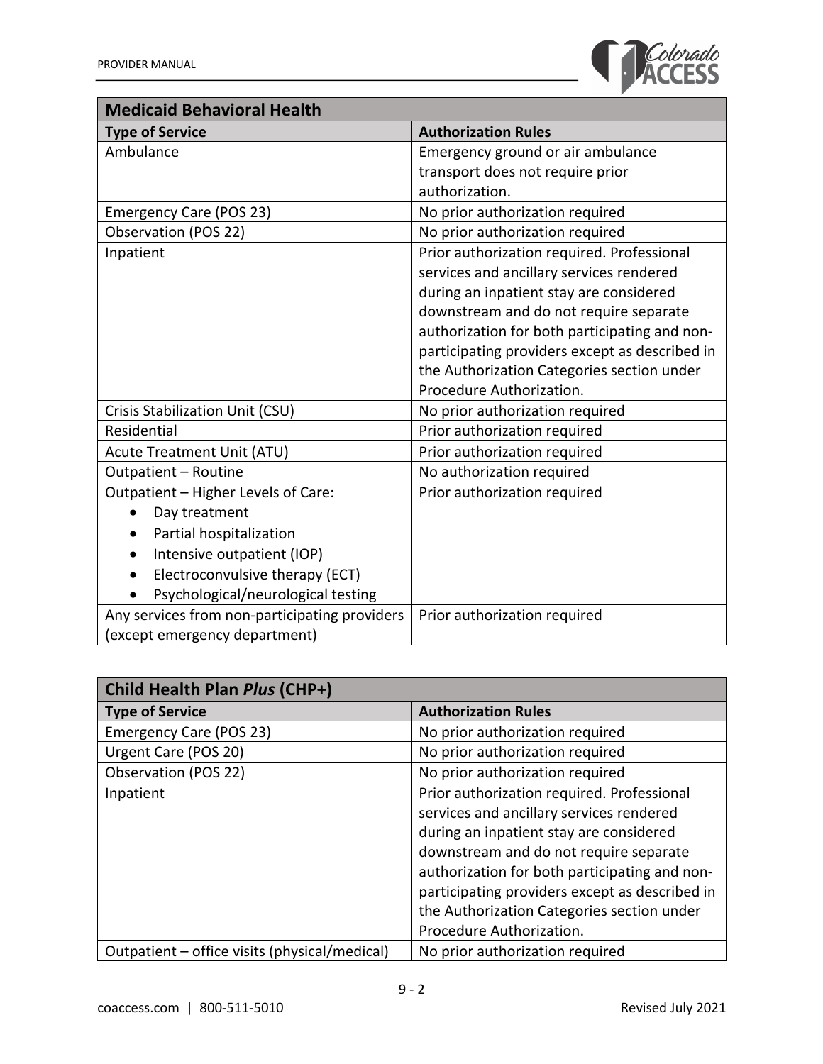| Medicaid Behavioral Health | |
|---|---|
| **Type of Service** | **Authorization Rules** |
| Ambulance | Emergency ground or air ambulance transport does not require prior authorization. |
| Emergency Care (POS 23) | No prior authorization required |
| Observation (POS 22) | No prior authorization required |
| Inpatient | Prior authorization required. Professional services and ancillary services rendered during an inpatient stay are considered downstream and do not require separate authorization for both participating and non-participating providers except as described in the Authorization Categories section under Procedure Authorization. |
| Crisis Stabilization Unit (CSU) | No prior authorization required |
| Residential | Prior authorization required |
| Acute Treatment Unit (ATU) | Prior authorization required |
| Outpatient – Routine | No authorization required |
| Outpatient – Higher Levels of Care:<br>• Day treatment<br>• Partial hospitalization<br>• Intensive outpatient (IOP)<br>• Electroconvulsive therapy (ECT)<br>• Psychological/neurological testing | Prior authorization required |
| Any services from non-participating providers (except emergency department) | Prior authorization required |

| Child Health Plan *Plus* (CHP+) | |
|---|---|
| **Type of Service** | **Authorization Rules** |
| Emergency Care (POS 23) | No prior authorization required |
| Urgent Care (POS 20) | No prior authorization required |
| Observation (POS 22) | No prior authorization required |
| Inpatient | Prior authorization required. Professional services and ancillary services rendered during an inpatient stay are considered downstream and do not require separate authorization for both participating and non-participating providers except as described in the Authorization Categories section under Procedure Authorization. |
| Outpatient – office visits (physical/medical) | No prior authorization required |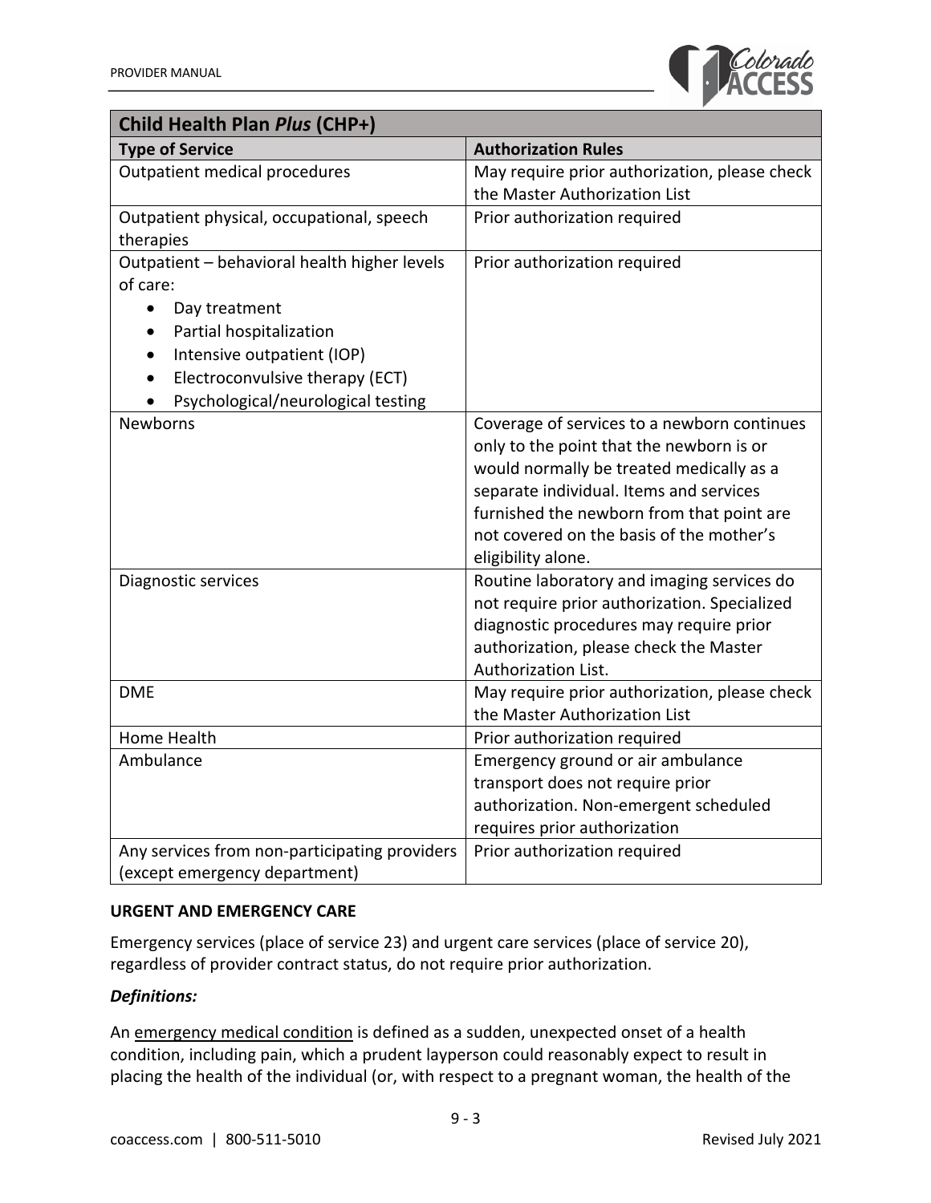| Child Health Plan *Plus* (CHP+) | |
|---|---|
| **Type of Service** | **Authorization Rules** |
| Outpatient medical procedures | May require prior authorization, please check the Master Authorization List |
| Outpatient physical, occupational, speech therapies | Prior authorization required |
| Outpatient – behavioral health higher levels of care:<br>• Day treatment<br>• Partial hospitalization<br>• Intensive outpatient (IOP)<br>• Electroconvulsive therapy (ECT)<br>• Psychological/neurological testing | Prior authorization required |
| Newborns | Coverage of services to a newborn continues only to the point that the newborn is or would normally be treated medically as a separate individual. Items and services furnished the newborn from that point are not covered on the basis of the mother's eligibility alone. |
| Diagnostic services | Routine laboratory and imaging services do not require prior authorization. Specialized diagnostic procedures may require prior authorization, please check the Master Authorization List. |
| DME | May require prior authorization, please check the Master Authorization List |
| Home Health | Prior authorization required |
| Ambulance | Emergency ground or air ambulance transport does not require prior authorization. Non-emergent scheduled requires prior authorization |
| Any services from non-participating providers (except emergency department) | Prior authorization required |

**URGENT AND EMERGENCY CARE**

Emergency services (place of service 23) and urgent care services (place of service 20), regardless of provider contract status, do not require prior authorization.

***Definitions:***

An emergency medical condition is defined as a sudden, unexpected onset of a health condition, including pain, which a prudent layperson could reasonably expect to result in placing the health of the individual (or, with respect to a pregnant woman, the health of the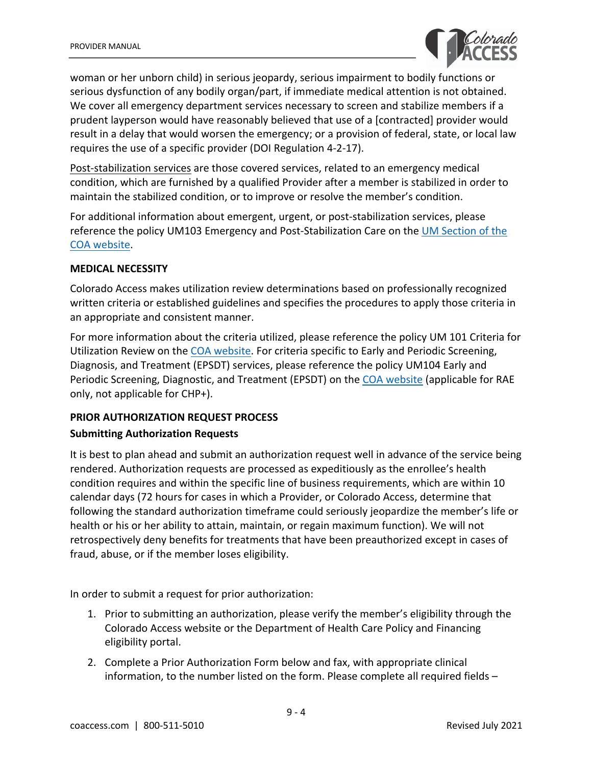woman or her unborn child) in serious jeopardy, serious impairment to bodily functions or serious dysfunction of any bodily organ/part, if immediate medical attention is not obtained. We cover all emergency department services necessary to screen and stabilize members if a prudent layperson would have reasonably believed that use of a [contracted] provider would result in a delay that would worsen the emergency; or a provision of federal, state, or local law requires the use of a specific provider (DOI Regulation 4-2-17).

Post-stabilization services are those covered services, related to an emergency medical condition, which are furnished by a qualified Provider after a member is stabilized in order to maintain the stabilized condition, or to improve or resolve the member's condition.

For additional information about emergent, urgent, or post-stabilization services, please reference the policy UM103 Emergency and Post-Stabilization Care on the UM Section of the COA website.

**MEDICAL NECESSITY**

Colorado Access makes utilization review determinations based on professionally recognized written criteria or established guidelines and specifies the procedures to apply those criteria in an appropriate and consistent manner.

For more information about the criteria utilized, please reference the policy UM 101 Criteria for Utilization Review on the COA website. For criteria specific to Early and Periodic Screening, Diagnosis, and Treatment (EPSDT) services, please reference the policy UM104 Early and Periodic Screening, Diagnostic, and Treatment (EPSDT) on the COA website (applicable for RAE only, not applicable for CHP+).

**PRIOR AUTHORIZATION REQUEST PROCESS**

**Submitting Authorization Requests**

It is best to plan ahead and submit an authorization request well in advance of the service being rendered. Authorization requests are processed as expeditiously as the enrollee's health condition requires and within the specific line of business requirements, which are within 10 calendar days (72 hours for cases in which a Provider, or Colorado Access, determine that following the standard authorization timeframe could seriously jeopardize the member's life or health or his or her ability to attain, maintain, or regain maximum function). We will not retrospectively deny benefits for treatments that have been preauthorized except in cases of fraud, abuse, or if the member loses eligibility.

In order to submit a request for prior authorization:

1. Prior to submitting an authorization, please verify the member's eligibility through the Colorado Access website or the Department of Health Care Policy and Financing eligibility portal.
2. Complete a Prior Authorization Form below and fax, with appropriate clinical information, to the number listed on the form. Please complete all required fields –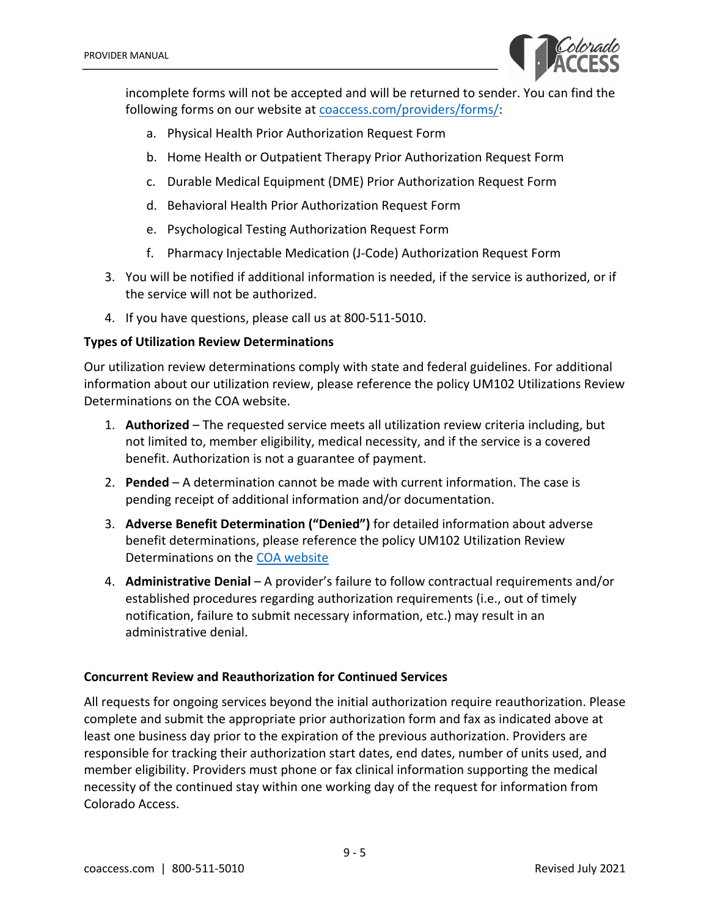incomplete forms will not be accepted and will be returned to sender. You can find the following forms on our website at [coaccess.com/providers/forms/](coaccess.com/providers/forms/):

   a. Physical Health Prior Authorization Request Form
   b. Home Health or Outpatient Therapy Prior Authorization Request Form
   c. Durable Medical Equipment (DME) Prior Authorization Request Form
   d. Behavioral Health Prior Authorization Request Form
   e. Psychological Testing Authorization Request Form
   f. Pharmacy Injectable Medication (J-Code) Authorization Request Form

3. You will be notified if additional information is needed, if the service is authorized, or if the service will not be authorized.
4. If you have questions, please call us at 800-511-5010.

**Types of Utilization Review Determinations**

Our utilization review determinations comply with state and federal guidelines. For additional information about our utilization review, please reference the policy UM102 Utilizations Review Determinations on the COA website.

1. **Authorized** – The requested service meets all utilization review criteria including, but not limited to, member eligibility, medical necessity, and if the service is a covered benefit. Authorization is not a guarantee of payment.
2. **Pended** – A determination cannot be made with current information. The case is pending receipt of additional information and/or documentation.
3. **Adverse Benefit Determination ("Denied")** for detailed information about adverse benefit determinations, please reference the policy UM102 Utilization Review Determinations on the COA website
4. **Administrative Denial** – A provider's failure to follow contractual requirements and/or established procedures regarding authorization requirements (i.e., out of timely notification, failure to submit necessary information, etc.) may result in an administrative denial.

**Concurrent Review and Reauthorization for Continued Services**

All requests for ongoing services beyond the initial authorization require reauthorization. Please complete and submit the appropriate prior authorization form and fax as indicated above at least one business day prior to the expiration of the previous authorization. Providers are responsible for tracking their authorization start dates, end dates, number of units used, and member eligibility. Providers must phone or fax clinical information supporting the medical necessity of the continued stay within one working day of the request for information from Colorado Access.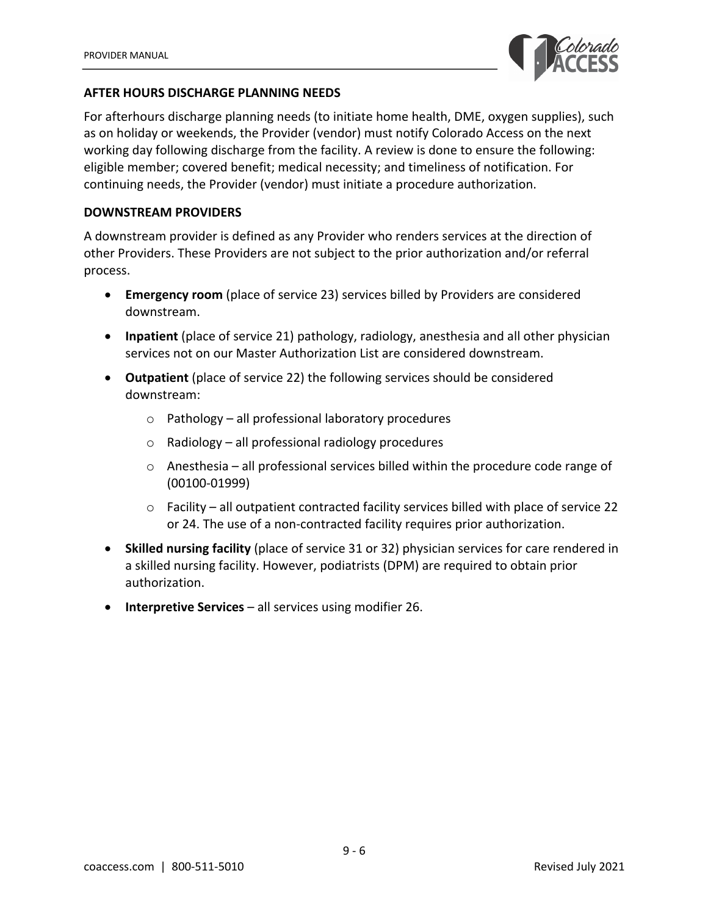## AFTER HOURS DISCHARGE PLANNING NEEDS

For afterhours discharge planning needs (to initiate home health, DME, oxygen supplies), such as on holiday or weekends, the Provider (vendor) must notify Colorado Access on the next working day following discharge from the facility. A review is done to ensure the following: eligible member; covered benefit; medical necessity; and timeliness of notification. For continuing needs, the Provider (vendor) must initiate a procedure authorization.

## DOWNSTREAM PROVIDERS

A downstream provider is defined as any Provider who renders services at the direction of other Providers. These Providers are not subject to the prior authorization and/or referral process.

- **Emergency room** (place of service 23) services billed by Providers are considered downstream.
- **Inpatient** (place of service 21) pathology, radiology, anesthesia and all other physician services not on our Master Authorization List are considered downstream.
- **Outpatient** (place of service 22) the following services should be considered downstream:
  - Pathology – all professional laboratory procedures
  - Radiology – all professional radiology procedures
  - Anesthesia – all professional services billed within the procedure code range of (00100-01999)
  - Facility – all outpatient contracted facility services billed with place of service 22 or 24. The use of a non-contracted facility requires prior authorization.
- **Skilled nursing facility** (place of service 31 or 32) physician services for care rendered in a skilled nursing facility. However, podiatrists (DPM) are required to obtain prior authorization.
- **Interpretive Services** – all services using modifier 26.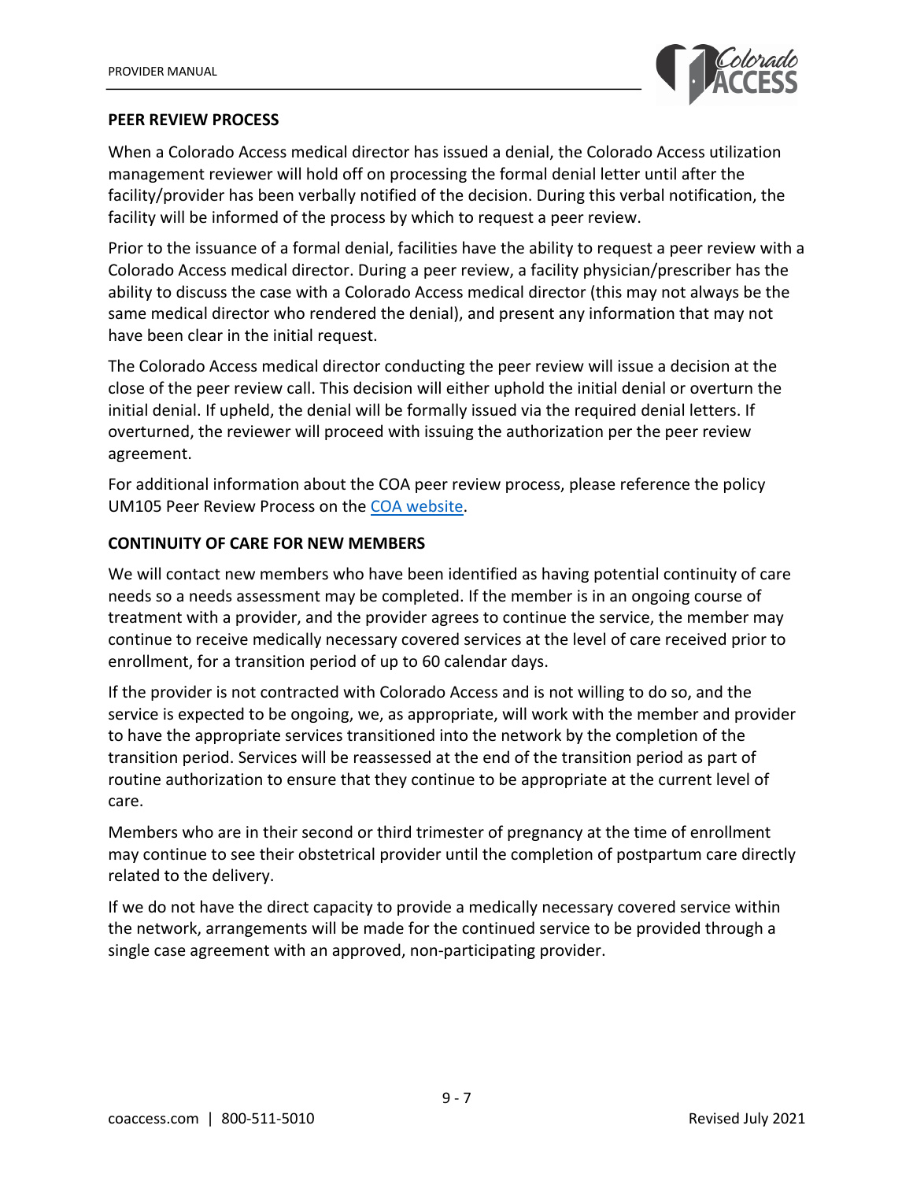## PEER REVIEW PROCESS

When a Colorado Access medical director has issued a denial, the Colorado Access utilization management reviewer will hold off on processing the formal denial letter until after the facility/provider has been verbally notified of the decision. During this verbal notification, the facility will be informed of the process by which to request a peer review.

Prior to the issuance of a formal denial, facilities have the ability to request a peer review with a Colorado Access medical director. During a peer review, a facility physician/prescriber has the ability to discuss the case with a Colorado Access medical director (this may not always be the same medical director who rendered the denial), and present any information that may not have been clear in the initial request.

The Colorado Access medical director conducting the peer review will issue a decision at the close of the peer review call. This decision will either uphold the initial denial or overturn the initial denial. If upheld, the denial will be formally issued via the required denial letters. If overturned, the reviewer will proceed with issuing the authorization per the peer review agreement.

For additional information about the COA peer review process, please reference the policy UM105 Peer Review Process on the COA website.

## CONTINUITY OF CARE FOR NEW MEMBERS

We will contact new members who have been identified as having potential continuity of care needs so a needs assessment may be completed. If the member is in an ongoing course of treatment with a provider, and the provider agrees to continue the service, the member may continue to receive medically necessary covered services at the level of care received prior to enrollment, for a transition period of up to 60 calendar days.

If the provider is not contracted with Colorado Access and is not willing to do so, and the service is expected to be ongoing, we, as appropriate, will work with the member and provider to have the appropriate services transitioned into the network by the completion of the transition period. Services will be reassessed at the end of the transition period as part of routine authorization to ensure that they continue to be appropriate at the current level of care.

Members who are in their second or third trimester of pregnancy at the time of enrollment may continue to see their obstetrical provider until the completion of postpartum care directly related to the delivery.

If we do not have the direct capacity to provide a medically necessary covered service within the network, arrangements will be made for the continued service to be provided through a single case agreement with an approved, non-participating provider.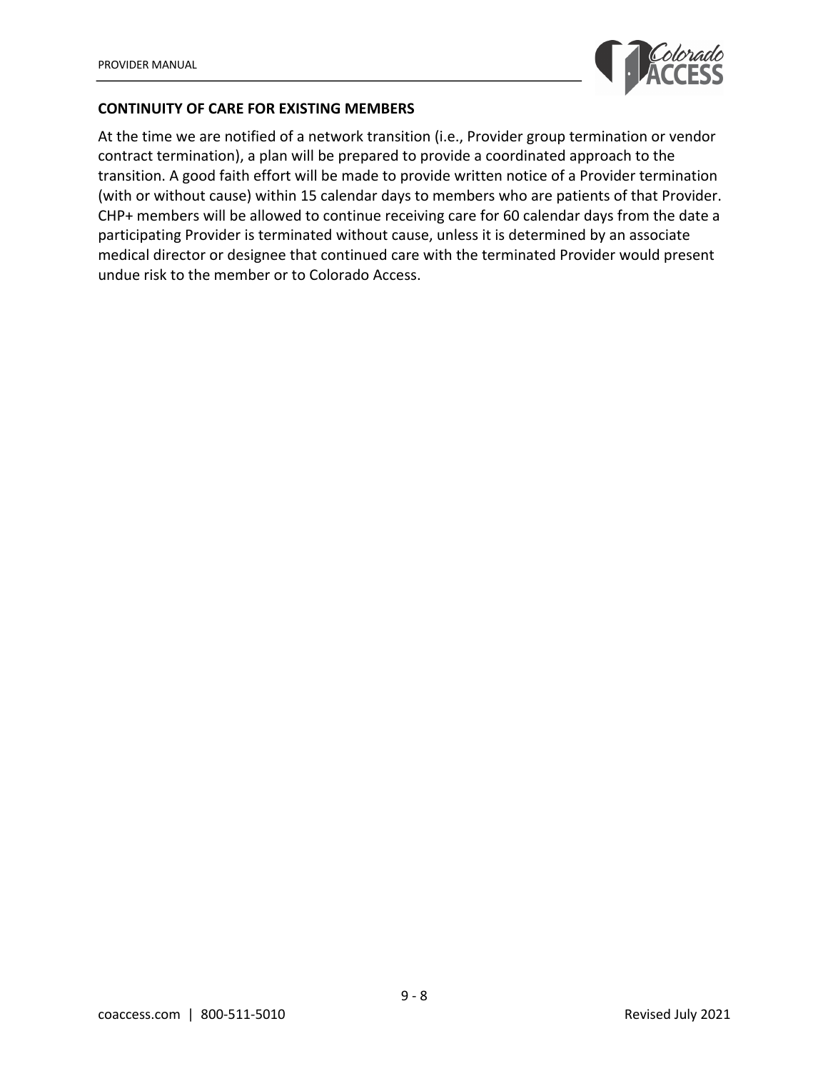**CONTINUITY OF CARE FOR EXISTING MEMBERS**

At the time we are notified of a network transition (i.e., Provider group termination or vendor contract termination), a plan will be prepared to provide a coordinated approach to the transition. A good faith effort will be made to provide written notice of a Provider termination (with or without cause) within 15 calendar days to members who are patients of that Provider. CHP+ members will be allowed to continue receiving care for 60 calendar days from the date a participating Provider is terminated without cause, unless it is determined by an associate medical director or designee that continued care with the terminated Provider would present undue risk to the member or to Colorado Access.